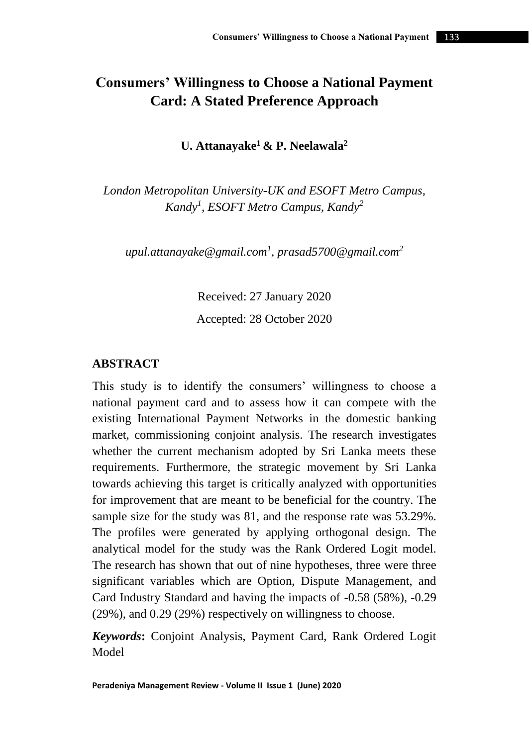# Consumers' Willingness to Choose a National Payment Card: A Stated Preference Approach

**U. Attanayake[1] & P. Neelawala[2]**

*London Metropolitan University-UK and ESOFT Metro Campus, Kandy[1], ESOFT Metro Campus, Kandy[2]*

*upul.attanayake@gmail.com[1], prasad5700@gmail.com[2]*

Received: 27 January 2020

Accepted: 28 October 2020

## ABSTRACT

This study is to identify the consumers' willingness to choose a national payment card and to assess how it can compete with the existing International Payment Networks in the domestic banking market, commissioning conjoint analysis. The research investigates whether the current mechanism adopted by Sri Lanka meets these requirements. Furthermore, the strategic movement by Sri Lanka towards achieving this target is critically analyzed with opportunities for improvement that are meant to be beneficial for the country. The sample size for the study was 81, and the response rate was 53.29%. The profiles were generated by applying orthogonal design. The analytical model for the study was the Rank Ordered Logit model. The research has shown that out of nine hypotheses, three were three significant variables which are Option, Dispute Management, and Card Industry Standard and having the impacts of -0.58 (58%), -0.29 (29%), and 0.29 (29%) respectively on willingness to choose.

***Keywords*:** Conjoint Analysis, Payment Card, Rank Ordered Logit Model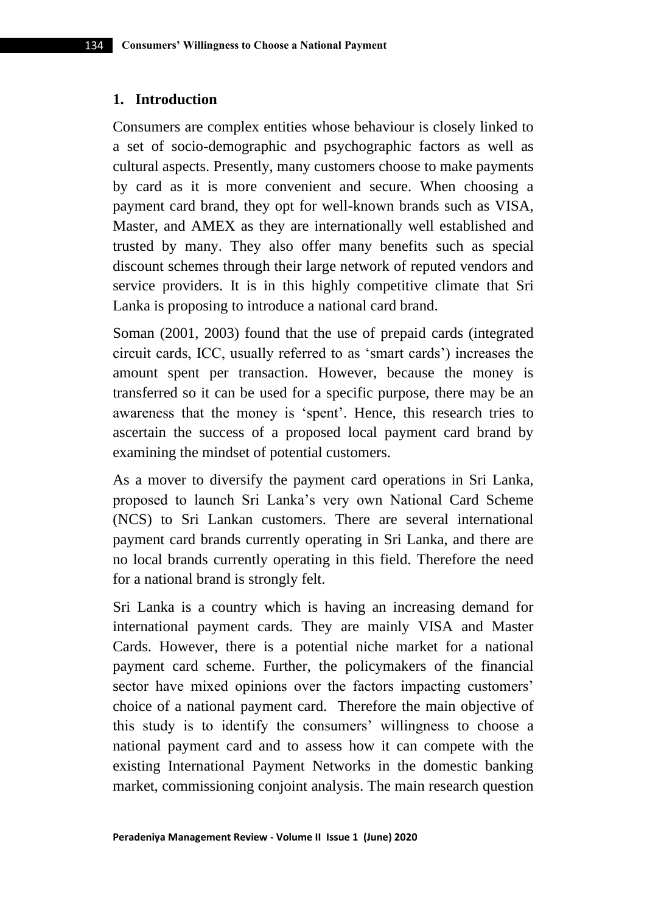## 1. Introduction

Consumers are complex entities whose behaviour is closely linked to a set of socio-demographic and psychographic factors as well as cultural aspects. Presently, many customers choose to make payments by card as it is more convenient and secure. When choosing a payment card brand, they opt for well-known brands such as VISA, Master, and AMEX as they are internationally well established and trusted by many. They also offer many benefits such as special discount schemes through their large network of reputed vendors and service providers. It is in this highly competitive climate that Sri Lanka is proposing to introduce a national card brand.

Soman (2001, 2003) found that the use of prepaid cards (integrated circuit cards, ICC, usually referred to as 'smart cards') increases the amount spent per transaction. However, because the money is transferred so it can be used for a specific purpose, there may be an awareness that the money is 'spent'. Hence, this research tries to ascertain the success of a proposed local payment card brand by examining the mindset of potential customers.

As a mover to diversify the payment card operations in Sri Lanka, proposed to launch Sri Lanka's very own National Card Scheme (NCS) to Sri Lankan customers. There are several international payment card brands currently operating in Sri Lanka, and there are no local brands currently operating in this field. Therefore the need for a national brand is strongly felt.

Sri Lanka is a country which is having an increasing demand for international payment cards. They are mainly VISA and Master Cards. However, there is a potential niche market for a national payment card scheme. Further, the policymakers of the financial sector have mixed opinions over the factors impacting customers' choice of a national payment card. Therefore the main objective of this study is to identify the consumers' willingness to choose a national payment card and to assess how it can compete with the existing International Payment Networks in the domestic banking market, commissioning conjoint analysis. The main research question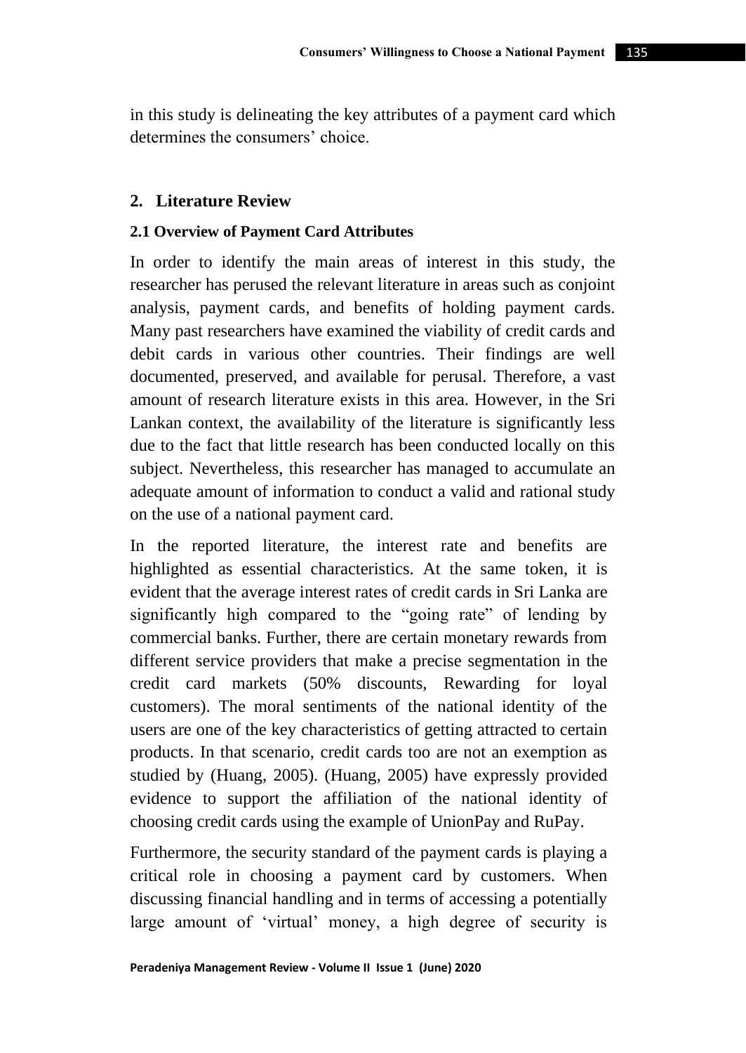in this study is delineating the key attributes of a payment card which determines the consumers' choice.

## 2. Literature Review

### 2.1 Overview of Payment Card Attributes

In order to identify the main areas of interest in this study, the researcher has perused the relevant literature in areas such as conjoint analysis, payment cards, and benefits of holding payment cards. Many past researchers have examined the viability of credit cards and debit cards in various other countries. Their findings are well documented, preserved, and available for perusal. Therefore, a vast amount of research literature exists in this area. However, in the Sri Lankan context, the availability of the literature is significantly less due to the fact that little research has been conducted locally on this subject. Nevertheless, this researcher has managed to accumulate an adequate amount of information to conduct a valid and rational study on the use of a national payment card.

In the reported literature, the interest rate and benefits are highlighted as essential characteristics. At the same token, it is evident that the average interest rates of credit cards in Sri Lanka are significantly high compared to the "going rate" of lending by commercial banks. Further, there are certain monetary rewards from different service providers that make a precise segmentation in the credit card markets (50% discounts, Rewarding for loyal customers). The moral sentiments of the national identity of the users are one of the key characteristics of getting attracted to certain products. In that scenario, credit cards too are not an exemption as studied by (Huang, 2005). (Huang, 2005) have expressly provided evidence to support the affiliation of the national identity of choosing credit cards using the example of UnionPay and RuPay.

Furthermore, the security standard of the payment cards is playing a critical role in choosing a payment card by customers. When discussing financial handling and in terms of accessing a potentially large amount of 'virtual' money, a high degree of security is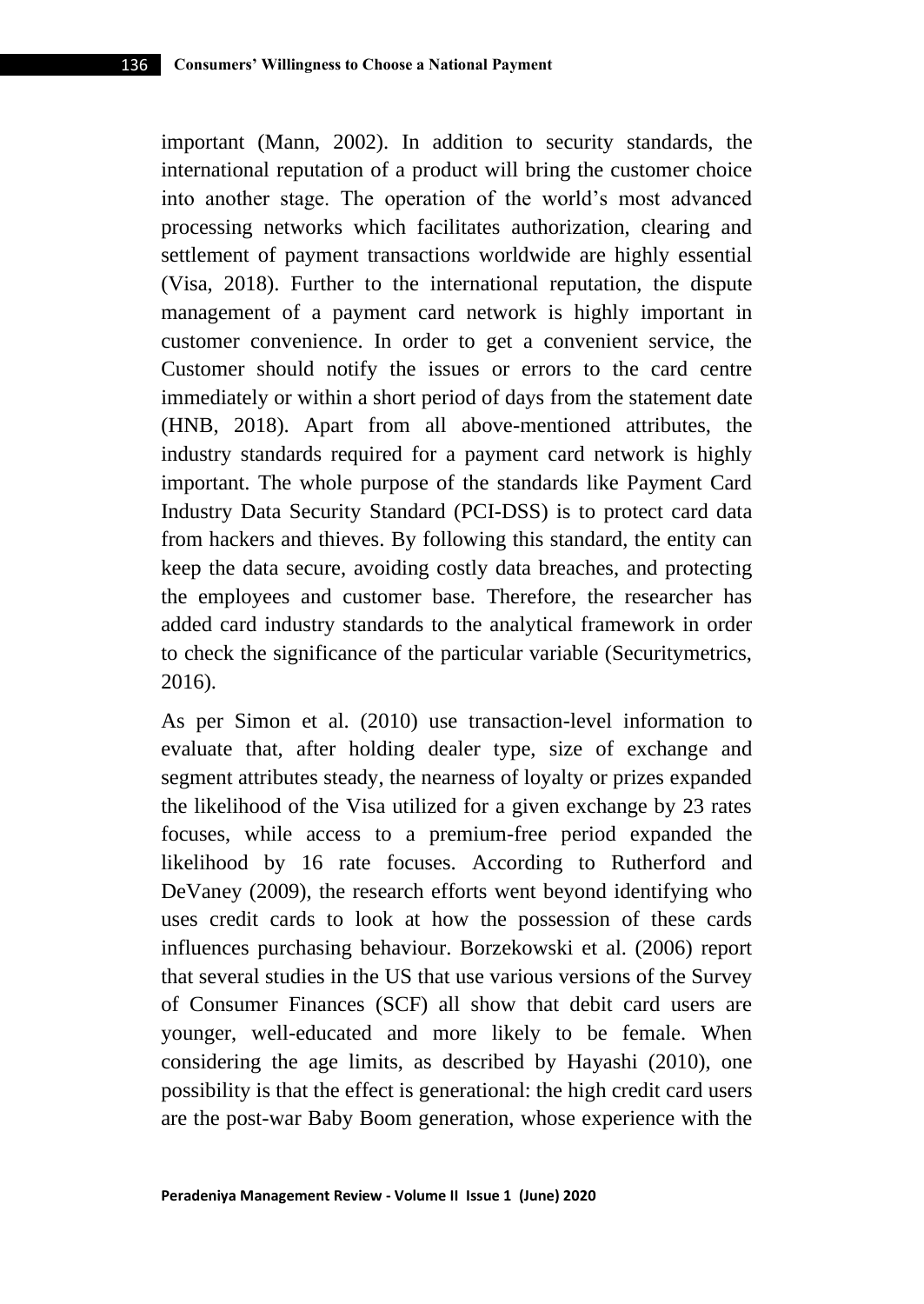important (Mann, 2002). In addition to security standards, the international reputation of a product will bring the customer choice into another stage. The operation of the world's most advanced processing networks which facilitates authorization, clearing and settlement of payment transactions worldwide are highly essential (Visa, 2018). Further to the international reputation, the dispute management of a payment card network is highly important in customer convenience. In order to get a convenient service, the Customer should notify the issues or errors to the card centre immediately or within a short period of days from the statement date (HNB, 2018). Apart from all above-mentioned attributes, the industry standards required for a payment card network is highly important. The whole purpose of the standards like Payment Card Industry Data Security Standard (PCI-DSS) is to protect card data from hackers and thieves. By following this standard, the entity can keep the data secure, avoiding costly data breaches, and protecting the employees and customer base. Therefore, the researcher has added card industry standards to the analytical framework in order to check the significance of the particular variable (Securitymetrics, 2016).

As per Simon et al. (2010) use transaction-level information to evaluate that, after holding dealer type, size of exchange and segment attributes steady, the nearness of loyalty or prizes expanded the likelihood of the Visa utilized for a given exchange by 23 rates focuses, while access to a premium-free period expanded the likelihood by 16 rate focuses. According to Rutherford and DeVaney (2009), the research efforts went beyond identifying who uses credit cards to look at how the possession of these cards influences purchasing behaviour. Borzekowski et al. (2006) report that several studies in the US that use various versions of the Survey of Consumer Finances (SCF) all show that debit card users are younger, well-educated and more likely to be female. When considering the age limits, as described by Hayashi (2010), one possibility is that the effect is generational: the high credit card users are the post-war Baby Boom generation, whose experience with the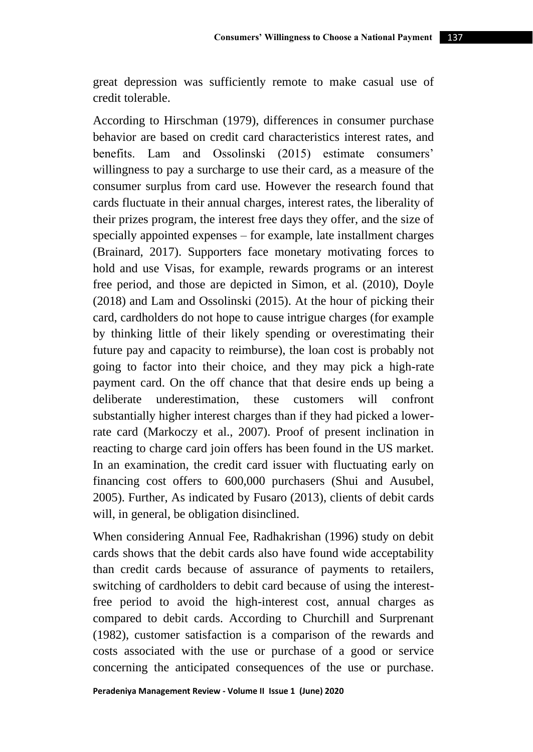great depression was sufficiently remote to make casual use of credit tolerable.

According to Hirschman (1979), differences in consumer purchase behavior are based on credit card characteristics interest rates, and benefits. Lam and Ossolinski (2015) estimate consumers' willingness to pay a surcharge to use their card, as a measure of the consumer surplus from card use. However the research found that cards fluctuate in their annual charges, interest rates, the liberality of their prizes program, the interest free days they offer, and the size of specially appointed expenses – for example, late installment charges (Brainard, 2017). Supporters face monetary motivating forces to hold and use Visas, for example, rewards programs or an interest free period, and those are depicted in Simon, et al. (2010), Doyle (2018) and Lam and Ossolinski (2015). At the hour of picking their card, cardholders do not hope to cause intrigue charges (for example by thinking little of their likely spending or overestimating their future pay and capacity to reimburse), the loan cost is probably not going to factor into their choice, and they may pick a high-rate payment card. On the off chance that that desire ends up being a deliberate underestimation, these customers will confront substantially higher interest charges than if they had picked a lower-rate card (Markoczy et al., 2007). Proof of present inclination in reacting to charge card join offers has been found in the US market. In an examination, the credit card issuer with fluctuating early on financing cost offers to 600,000 purchasers (Shui and Ausubel, 2005). Further, As indicated by Fusaro (2013), clients of debit cards will, in general, be obligation disinclined.

When considering Annual Fee, Radhakrishan (1996) study on debit cards shows that the debit cards also have found wide acceptability than credit cards because of assurance of payments to retailers, switching of cardholders to debit card because of using the interest-free period to avoid the high-interest cost, annual charges as compared to debit cards. According to Churchill and Surprenant (1982), customer satisfaction is a comparison of the rewards and costs associated with the use or purchase of a good or service concerning the anticipated consequences of the use or purchase.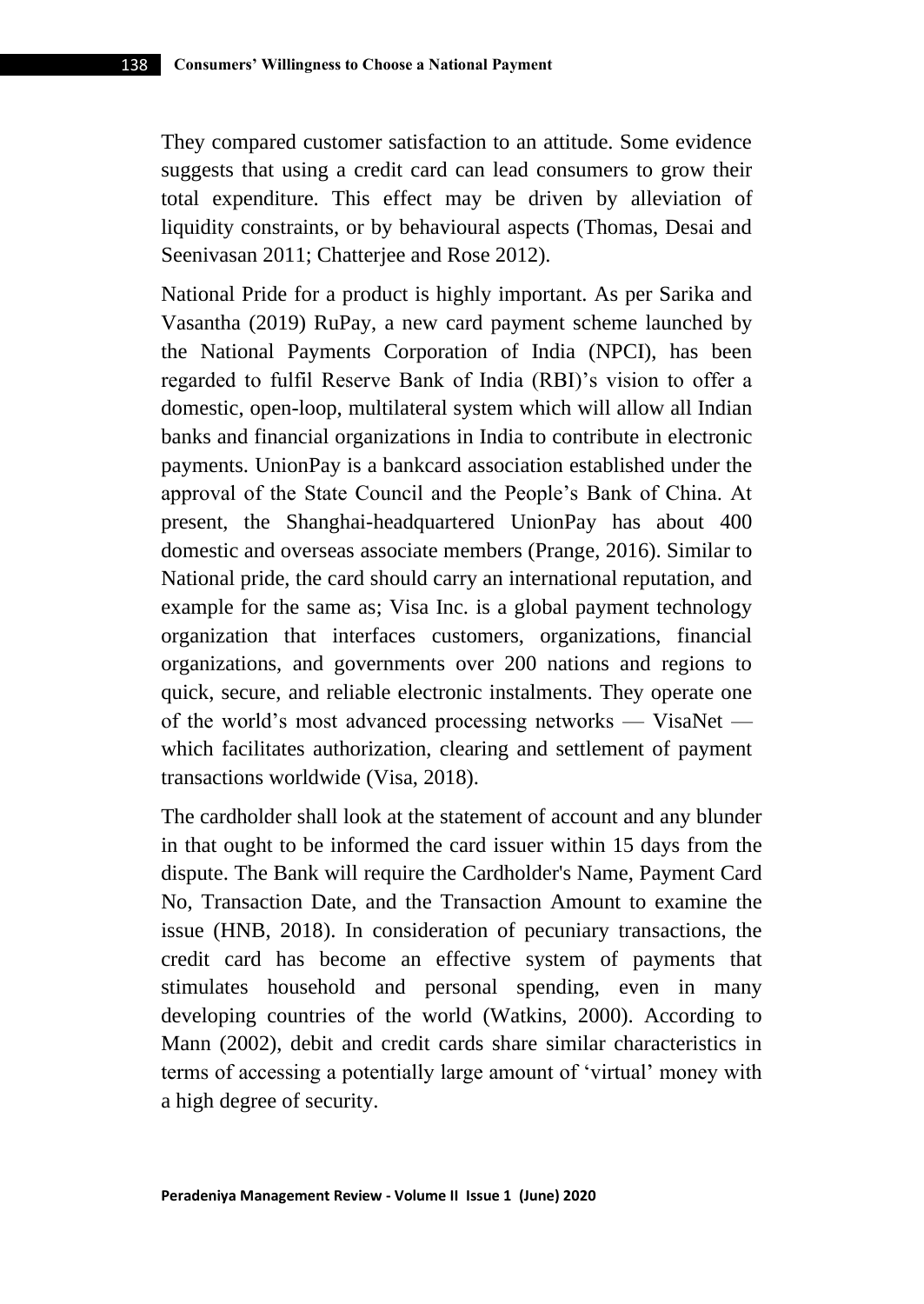They compared customer satisfaction to an attitude. Some evidence suggests that using a credit card can lead consumers to grow their total expenditure. This effect may be driven by alleviation of liquidity constraints, or by behavioural aspects (Thomas, Desai and Seenivasan 2011; Chatterjee and Rose 2012).

National Pride for a product is highly important. As per Sarika and Vasantha (2019) RuPay, a new card payment scheme launched by the National Payments Corporation of India (NPCI), has been regarded to fulfil Reserve Bank of India (RBI)'s vision to offer a domestic, open-loop, multilateral system which will allow all Indian banks and financial organizations in India to contribute in electronic payments. UnionPay is a bankcard association established under the approval of the State Council and the People's Bank of China. At present, the Shanghai-headquartered UnionPay has about 400 domestic and overseas associate members (Prange, 2016). Similar to National pride, the card should carry an international reputation, and example for the same as; Visa Inc. is a global payment technology organization that interfaces customers, organizations, financial organizations, and governments over 200 nations and regions to quick, secure, and reliable electronic instalments. They operate one of the world's most advanced processing networks — VisaNet — which facilitates authorization, clearing and settlement of payment transactions worldwide (Visa, 2018).

The cardholder shall look at the statement of account and any blunder in that ought to be informed the card issuer within 15 days from the dispute. The Bank will require the Cardholder's Name, Payment Card No, Transaction Date, and the Transaction Amount to examine the issue (HNB, 2018). In consideration of pecuniary transactions, the credit card has become an effective system of payments that stimulates household and personal spending, even in many developing countries of the world (Watkins, 2000). According to Mann (2002), debit and credit cards share similar characteristics in terms of accessing a potentially large amount of 'virtual' money with a high degree of security.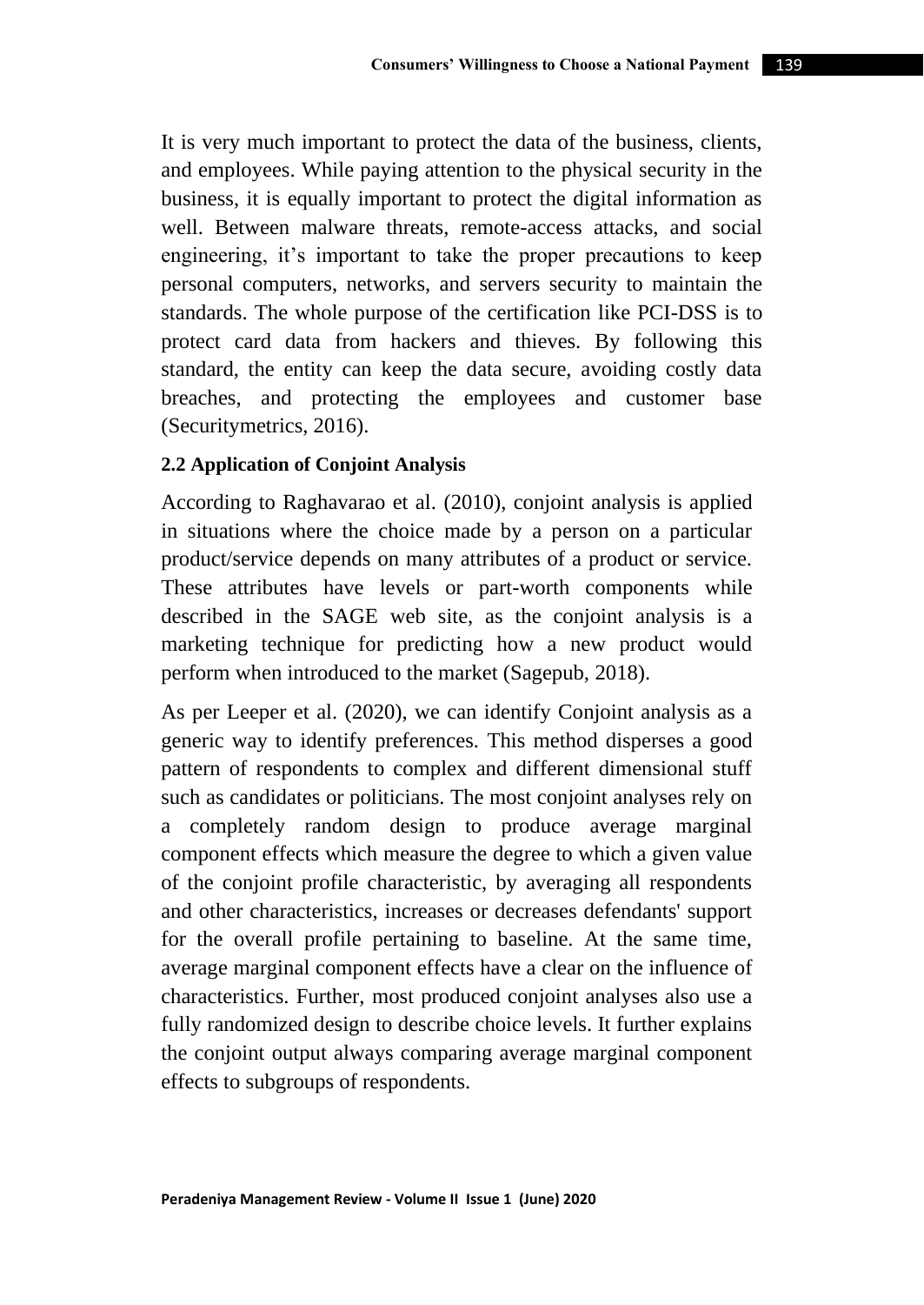It is very much important to protect the data of the business, clients, and employees. While paying attention to the physical security in the business, it is equally important to protect the digital information as well. Between malware threats, remote-access attacks, and social engineering, it's important to take the proper precautions to keep personal computers, networks, and servers security to maintain the standards. The whole purpose of the certification like PCI-DSS is to protect card data from hackers and thieves. By following this standard, the entity can keep the data secure, avoiding costly data breaches, and protecting the employees and customer base (Securitymetrics, 2016).

**2.2 Application of Conjoint Analysis**

According to Raghavarao et al. (2010), conjoint analysis is applied in situations where the choice made by a person on a particular product/service depends on many attributes of a product or service. These attributes have levels or part-worth components while described in the SAGE web site, as the conjoint analysis is a marketing technique for predicting how a new product would perform when introduced to the market (Sagepub, 2018).

As per Leeper et al. (2020), we can identify Conjoint analysis as a generic way to identify preferences. This method disperses a good pattern of respondents to complex and different dimensional stuff such as candidates or politicians. The most conjoint analyses rely on a completely random design to produce average marginal component effects which measure the degree to which a given value of the conjoint profile characteristic, by averaging all respondents and other characteristics, increases or decreases defendants' support for the overall profile pertaining to baseline. At the same time, average marginal component effects have a clear on the influence of characteristics. Further, most produced conjoint analyses also use a fully randomized design to describe choice levels. It further explains the conjoint output always comparing average marginal component effects to subgroups of respondents.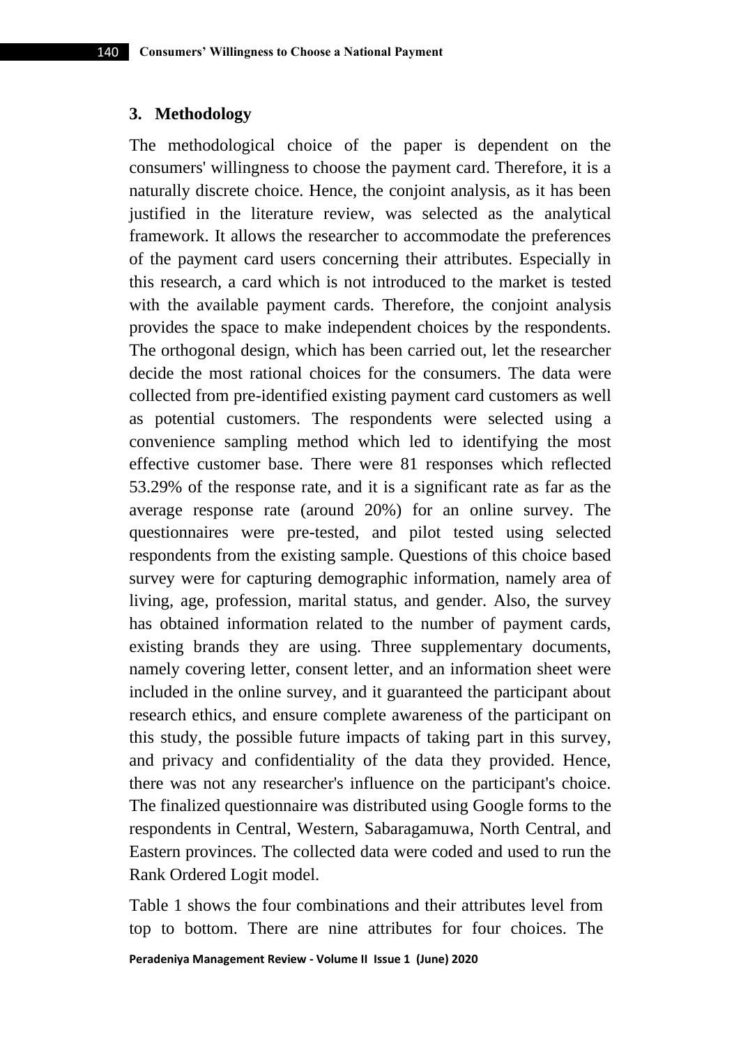## 3. Methodology

The methodological choice of the paper is dependent on the consumers' willingness to choose the payment card. Therefore, it is a naturally discrete choice. Hence, the conjoint analysis, as it has been justified in the literature review, was selected as the analytical framework. It allows the researcher to accommodate the preferences of the payment card users concerning their attributes. Especially in this research, a card which is not introduced to the market is tested with the available payment cards. Therefore, the conjoint analysis provides the space to make independent choices by the respondents. The orthogonal design, which has been carried out, let the researcher decide the most rational choices for the consumers. The data were collected from pre-identified existing payment card customers as well as potential customers. The respondents were selected using a convenience sampling method which led to identifying the most effective customer base. There were 81 responses which reflected 53.29% of the response rate, and it is a significant rate as far as the average response rate (around 20%) for an online survey. The questionnaires were pre-tested, and pilot tested using selected respondents from the existing sample. Questions of this choice based survey were for capturing demographic information, namely area of living, age, profession, marital status, and gender. Also, the survey has obtained information related to the number of payment cards, existing brands they are using. Three supplementary documents, namely covering letter, consent letter, and an information sheet were included in the online survey, and it guaranteed the participant about research ethics, and ensure complete awareness of the participant on this study, the possible future impacts of taking part in this survey, and privacy and confidentiality of the data they provided. Hence, there was not any researcher's influence on the participant's choice. The finalized questionnaire was distributed using Google forms to the respondents in Central, Western, Sabaragamuwa, North Central, and Eastern provinces. The collected data were coded and used to run the Rank Ordered Logit model.

Table 1 shows the four combinations and their attributes level from top to bottom. There are nine attributes for four choices. The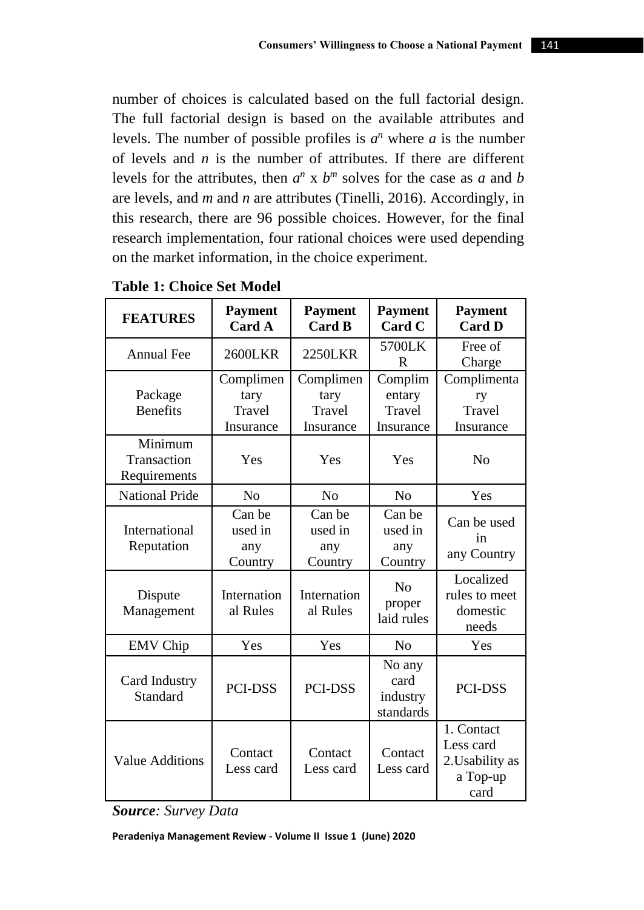number of choices is calculated based on the full factorial design. The full factorial design is based on the available attributes and levels. The number of possible profiles is $a^n$ where $a$ is the number of levels and $n$ is the number of attributes. If there are different levels for the attributes, then $a^n$ x $b^m$ solves for the case as $a$ and $b$ are levels, and $m$ and $n$ are attributes (Tinelli, 2016). Accordingly, in this research, there are 96 possible choices. However, for the final research implementation, four rational choices were used depending on the market information, in the choice experiment.

**Table 1: Choice Set Model**

| FEATURES | Payment Card A | Payment Card B | Payment Card C | Payment Card D |
|---|---|---|---|---|
| Annual Fee | 2600LKR | 2250LKR | 5700LKR | Free of Charge |
| Package Benefits | Complimentary Travel Insurance | Complimentary Travel Insurance | Complimentary Travel Insurance | Complimentary Travel Insurance |
| Minimum Transaction Requirements | Yes | Yes | Yes | No |
| National Pride | No | No | No | Yes |
| International Reputation | Can be used in any Country | Can be used in any Country | Can be used in any Country | Can be used in any Country |
| Dispute Management | International Rules | International Rules | No proper laid rules | Localized rules to meet domestic needs |
| EMV Chip | Yes | Yes | No | Yes |
| Card Industry Standard | PCI-DSS | PCI-DSS | No any card industry standards | PCI-DSS |
| Value Additions | Contact Less card | Contact Less card | Contact Less card | 1. Contact Less card 2.Usability as a Top-up card |

***Source**: Survey Data*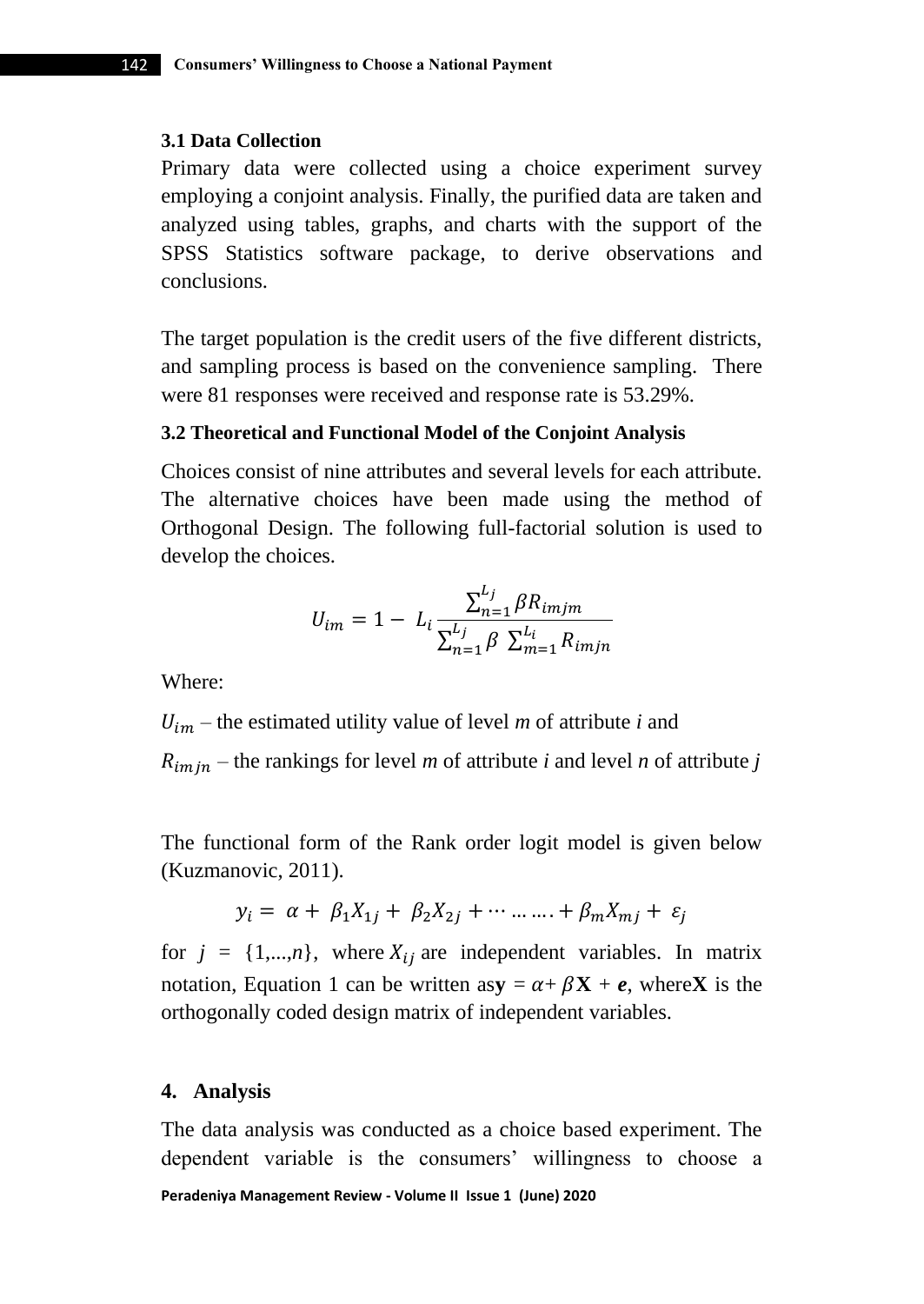### 3.1 Data Collection

Primary data were collected using a choice experiment survey employing a conjoint analysis. Finally, the purified data are taken and analyzed using tables, graphs, and charts with the support of the SPSS Statistics software package, to derive observations and conclusions.

The target population is the credit users of the five different districts, and sampling process is based on the convenience sampling. There were 81 responses were received and response rate is 53.29%.

### 3.2 Theoretical and Functional Model of the Conjoint Analysis

Choices consist of nine attributes and several levels for each attribute. The alternative choices have been made using the method of Orthogonal Design. The following full-factorial solution is used to develop the choices.

$$U_{im} = 1 - L_i \frac{\sum_{n=1}^{L_j} \beta R_{imjm}}{\sum_{n=1}^{L_j} \beta \sum_{m=1}^{L_i} R_{imjn}}$$

Where:

$U_{im}$ – the estimated utility value of level *m* of attribute *i* and

$R_{imjn}$ – the rankings for level *m* of attribute *i* and level *n* of attribute *j*

The functional form of the Rank order logit model is given below (Kuzmanovic, 2011).

$$y_i = \alpha + \beta_1 X_{1j} + \beta_2 X_{2j} + \cdots \ldots \ldots + \beta_m X_{mj} + \varepsilon_j$$

for $j = \{1,...,n\}$, where $X_{ij}$ are independent variables. In matrix notation, Equation 1 can be written as $\mathbf{y} = \alpha + \beta \mathbf{X} + \boldsymbol{e}$, where $\mathbf{X}$ is the orthogonally coded design matrix of independent variables.

## 4. Analysis

The data analysis was conducted as a choice based experiment. The dependent variable is the consumers' willingness to choose a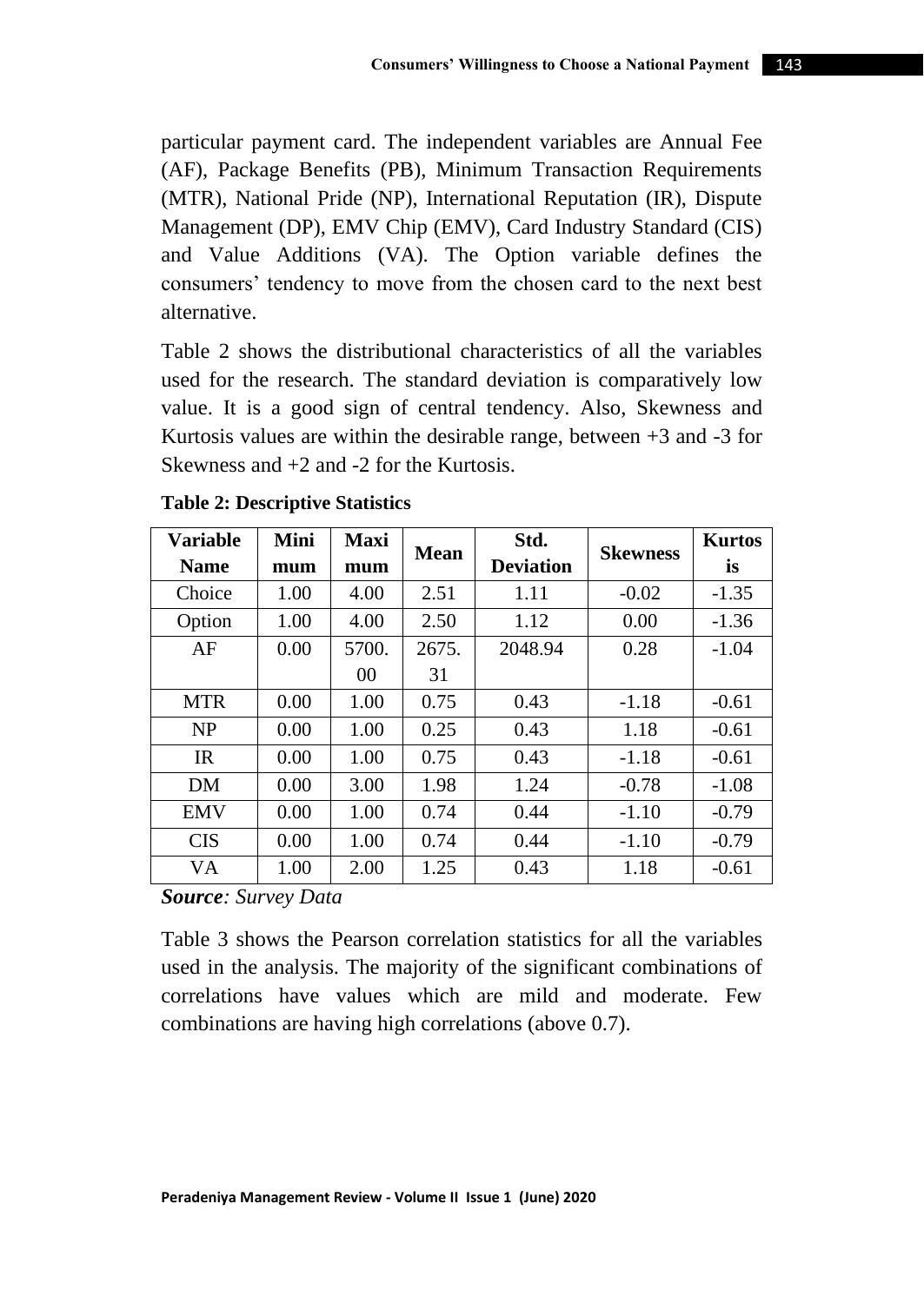particular payment card. The independent variables are Annual Fee (AF), Package Benefits (PB), Minimum Transaction Requirements (MTR), National Pride (NP), International Reputation (IR), Dispute Management (DP), EMV Chip (EMV), Card Industry Standard (CIS) and Value Additions (VA). The Option variable defines the consumers' tendency to move from the chosen card to the next best alternative.

Table 2 shows the distributional characteristics of all the variables used for the research. The standard deviation is comparatively low value. It is a good sign of central tendency. Also, Skewness and Kurtosis values are within the desirable range, between +3 and -3 for Skewness and +2 and -2 for the Kurtosis.

**Table 2: Descriptive Statistics**

| Variable Name | Minimum | Maximum | Mean | Std. Deviation | Skewness | Kurtosis |
|---|---|---|---|---|---|---|
| Choice | 1.00 | 4.00 | 2.51 | 1.11 | -0.02 | -1.35 |
| Option | 1.00 | 4.00 | 2.50 | 1.12 | 0.00 | -1.36 |
| AF | 0.00 | 5700.00 | 2675.31 | 2048.94 | 0.28 | -1.04 |
| MTR | 0.00 | 1.00 | 0.75 | 0.43 | -1.18 | -0.61 |
| NP | 0.00 | 1.00 | 0.25 | 0.43 | 1.18 | -0.61 |
| IR | 0.00 | 1.00 | 0.75 | 0.43 | -1.18 | -0.61 |
| DM | 0.00 | 3.00 | 1.98 | 1.24 | -0.78 | -1.08 |
| EMV | 0.00 | 1.00 | 0.74 | 0.44 | -1.10 | -0.79 |
| CIS | 0.00 | 1.00 | 0.74 | 0.44 | -1.10 | -0.79 |
| VA | 1.00 | 2.00 | 1.25 | 0.43 | 1.18 | -0.61 |

***Source**: Survey Data*

Table 3 shows the Pearson correlation statistics for all the variables used in the analysis. The majority of the significant combinations of correlations have values which are mild and moderate. Few combinations are having high correlations (above 0.7).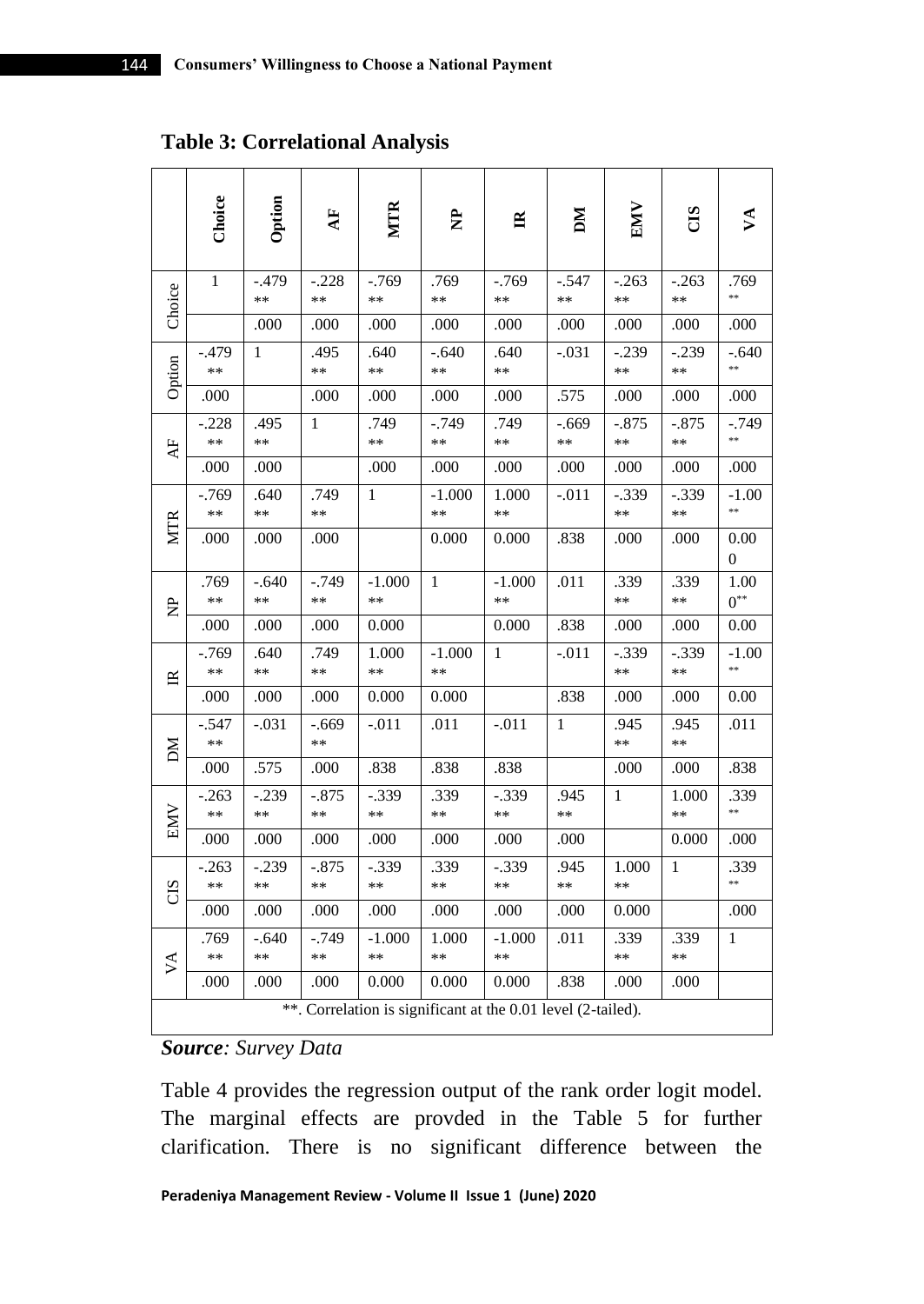**Table 3: Correlational Analysis**

| | Choice | Option | AF | MTR | NP | IR | DM | EMV | CIS | VA |
|---|---|---|---|---|---|---|---|---|---|---|
| Choice | 1 | -.479** | -.228** | -.769** | .769** | -.769** | -.547** | -.263** | -.263** | .769** |
| | | .000 | .000 | .000 | .000 | .000 | .000 | .000 | .000 | .000 |
| Option | -.479** | 1 | .495** | .640** | -.640** | .640** | -.031 | -.239** | -.239** | -.640** |
| | .000 | | .000 | .000 | .000 | .000 | .575 | .000 | .000 | .000 |
| AF | -.228** | .495** | 1 | .749** | -.749** | .749** | -.669** | -.875** | -.875** | -.749** |
| | .000 | .000 | | .000 | .000 | .000 | .000 | .000 | .000 | .000 |
| MTR | -.769** | .640** | .749** | 1 | -1.000** | 1.000** | -.011 | -.339** | -.339** | -1.00** |
| | .000 | .000 | .000 | | 0.000 | 0.000 | .838 | .000 | .000 | 0.000 |
| NP | .769** | -.640** | -.749** | -1.000** | 1 | -1.000** | .011 | .339** | .339** | 1.000** |
| | .000 | .000 | .000 | 0.000 | | 0.000 | .838 | .000 | .000 | 0.00 |
| IR | -.769** | .640** | .749** | 1.000** | -1.000** | 1 | -.011 | -.339** | -.339** | -1.00** |
| | .000 | .000 | .000 | 0.000 | 0.000 | | .838 | .000 | .000 | 0.00 |
| DM | -.547** | -.031 | -.669** | -.011 | .011 | -.011 | 1 | .945** | .945** | .011 |
| | .000 | .575 | .000 | .838 | .838 | .838 | | .000 | .000 | .838 |
| EMV | -.263** | -.239** | -.875** | -.339** | .339** | -.339** | .945** | 1 | 1.000** | .339** |
| | .000 | .000 | .000 | .000 | .000 | .000 | .000 | | 0.000 | .000 |
| CIS | -.263** | -.239** | -.875** | -.339** | .339** | -.339** | .945** | 1.000** | 1 | .339** |
| | .000 | .000 | .000 | .000 | .000 | .000 | .000 | 0.000 | | .000 |
| VA | .769** | -.640** | -.749** | -1.000** | 1.000** | -1.000** | .011 | .339** | .339** | 1 |
| | .000 | .000 | .000 | 0.000 | 0.000 | 0.000 | .838 | .000 | .000 | |

**. Correlation is significant at the 0.01 level (2-tailed).

***Source**: Survey Data*

Table 4 provides the regression output of the rank order logit model. The marginal effects are provded in the Table 5 for further clarification. There is no significant difference between the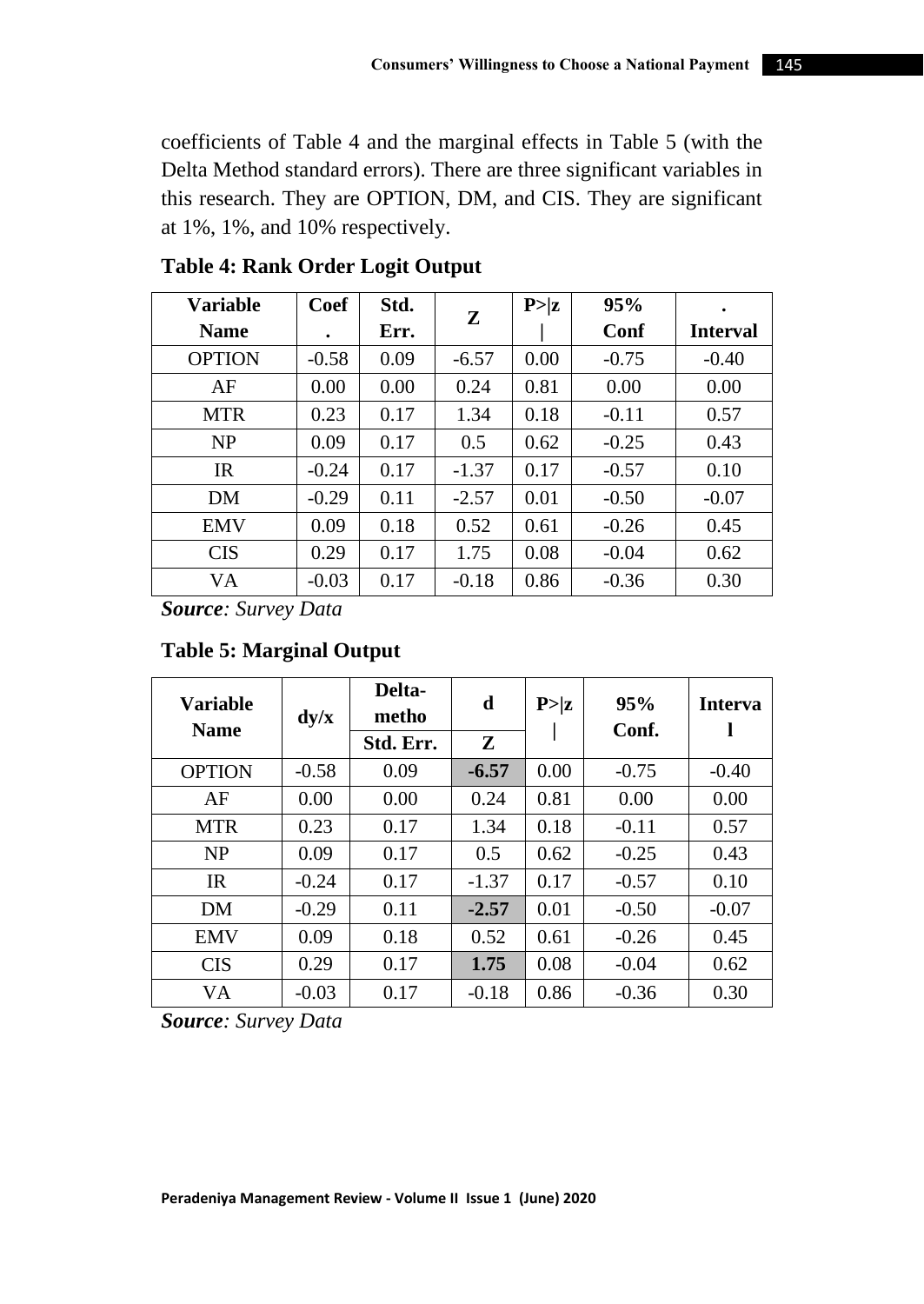coefficients of Table 4 and the marginal effects in Table 5 (with the Delta Method standard errors). There are three significant variables in this research. They are OPTION, DM, and CIS. They are significant at 1%, 1%, and 10% respectively.

**Table 4: Rank Order Logit Output**

| Variable Name | Coef. | Std. Err. | Z | P>\|z\| | 95% Conf | . Interval |
|---|---|---|---|---|---|---|
| OPTION | -0.58 | 0.09 | -6.57 | 0.00 | -0.75 | -0.40 |
| AF | 0.00 | 0.00 | 0.24 | 0.81 | 0.00 | 0.00 |
| MTR | 0.23 | 0.17 | 1.34 | 0.18 | -0.11 | 0.57 |
| NP | 0.09 | 0.17 | 0.5 | 0.62 | -0.25 | 0.43 |
| IR | -0.24 | 0.17 | -1.37 | 0.17 | -0.57 | 0.10 |
| DM | -0.29 | 0.11 | -2.57 | 0.01 | -0.50 | -0.07 |
| EMV | 0.09 | 0.18 | 0.52 | 0.61 | -0.26 | 0.45 |
| CIS | 0.29 | 0.17 | 1.75 | 0.08 | -0.04 | 0.62 |
| VA | -0.03 | 0.17 | -0.18 | 0.86 | -0.36 | 0.30 |

***Source**: Survey Data*

**Table 5: Marginal Output**

| Variable Name | dy/x | Delta-metho | d | P>\|z\| | 95% Conf. | Interval |
|---|---|---|---|---|---|---|
| | | Std. Err. | Z | | | |
| OPTION | -0.58 | 0.09 | **-6.57** | 0.00 | -0.75 | -0.40 |
| AF | 0.00 | 0.00 | 0.24 | 0.81 | 0.00 | 0.00 |
| MTR | 0.23 | 0.17 | 1.34 | 0.18 | -0.11 | 0.57 |
| NP | 0.09 | 0.17 | 0.5 | 0.62 | -0.25 | 0.43 |
| IR | -0.24 | 0.17 | -1.37 | 0.17 | -0.57 | 0.10 |
| DM | -0.29 | 0.11 | **-2.57** | 0.01 | -0.50 | -0.07 |
| EMV | 0.09 | 0.18 | 0.52 | 0.61 | -0.26 | 0.45 |
| CIS | 0.29 | 0.17 | **1.75** | 0.08 | -0.04 | 0.62 |
| VA | -0.03 | 0.17 | -0.18 | 0.86 | -0.36 | 0.30 |

***Source**: Survey Data*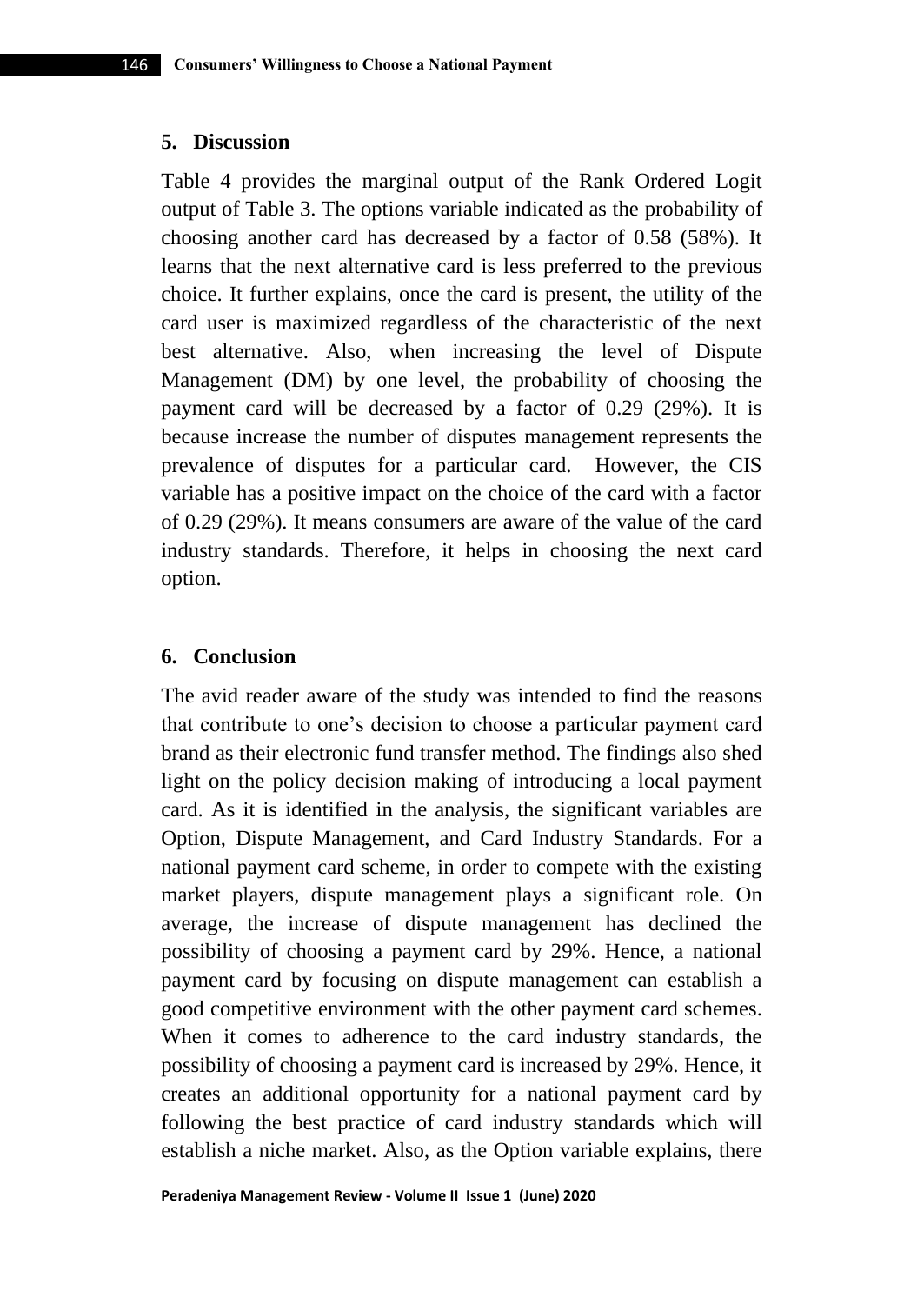## 5. Discussion

Table 4 provides the marginal output of the Rank Ordered Logit output of Table 3. The options variable indicated as the probability of choosing another card has decreased by a factor of 0.58 (58%). It learns that the next alternative card is less preferred to the previous choice. It further explains, once the card is present, the utility of the card user is maximized regardless of the characteristic of the next best alternative. Also, when increasing the level of Dispute Management (DM) by one level, the probability of choosing the payment card will be decreased by a factor of 0.29 (29%). It is because increase the number of disputes management represents the prevalence of disputes for a particular card. However, the CIS variable has a positive impact on the choice of the card with a factor of 0.29 (29%). It means consumers are aware of the value of the card industry standards. Therefore, it helps in choosing the next card option.

## 6. Conclusion

The avid reader aware of the study was intended to find the reasons that contribute to one's decision to choose a particular payment card brand as their electronic fund transfer method. The findings also shed light on the policy decision making of introducing a local payment card. As it is identified in the analysis, the significant variables are Option, Dispute Management, and Card Industry Standards. For a national payment card scheme, in order to compete with the existing market players, dispute management plays a significant role. On average, the increase of dispute management has declined the possibility of choosing a payment card by 29%. Hence, a national payment card by focusing on dispute management can establish a good competitive environment with the other payment card schemes. When it comes to adherence to the card industry standards, the possibility of choosing a payment card is increased by 29%. Hence, it creates an additional opportunity for a national payment card by following the best practice of card industry standards which will establish a niche market. Also, as the Option variable explains, there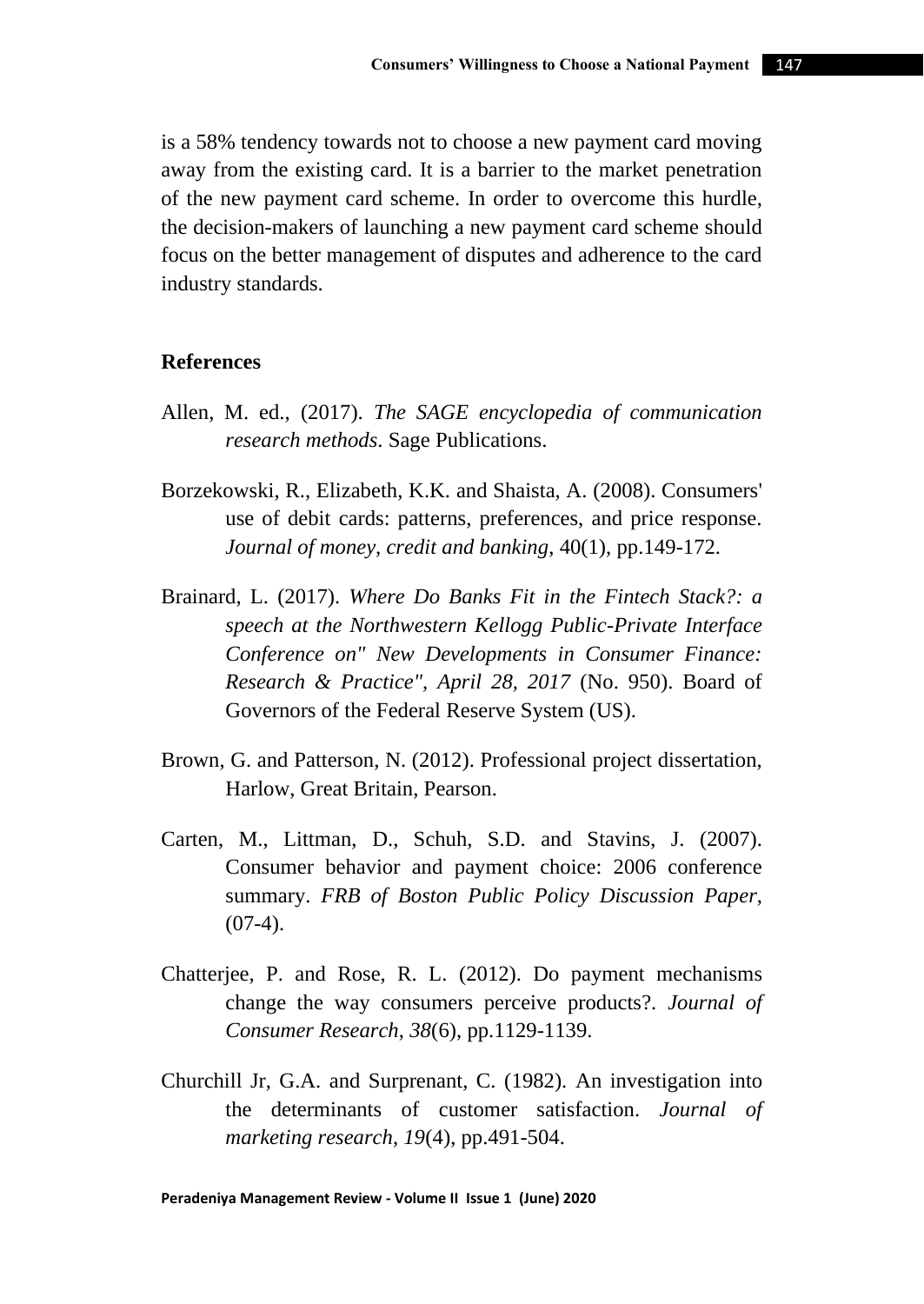is a 58% tendency towards not to choose a new payment card moving away from the existing card. It is a barrier to the market penetration of the new payment card scheme. In order to overcome this hurdle, the decision-makers of launching a new payment card scheme should focus on the better management of disputes and adherence to the card industry standards.

## References

Allen, M. ed., (2017). *The SAGE encyclopedia of communication research methods*. Sage Publications.

Borzekowski, R., Elizabeth, K.K. and Shaista, A. (2008). Consumers' use of debit cards: patterns, preferences, and price response. *Journal of money, credit and banking*, 40(1), pp.149-172.

Brainard, L. (2017). *Where Do Banks Fit in the Fintech Stack?: a speech at the Northwestern Kellogg Public-Private Interface Conference on" New Developments in Consumer Finance: Research & Practice", April 28, 2017* (No. 950). Board of Governors of the Federal Reserve System (US).

Brown, G. and Patterson, N. (2012). Professional project dissertation, Harlow, Great Britain, Pearson.

Carten, M., Littman, D., Schuh, S.D. and Stavins, J. (2007). Consumer behavior and payment choice: 2006 conference summary. *FRB of Boston Public Policy Discussion Paper*, (07-4).

Chatterjee, P. and Rose, R. L. (2012). Do payment mechanisms change the way consumers perceive products?. *Journal of Consumer Research*, *38*(6), pp.1129-1139.

Churchill Jr, G.A. and Surprenant, C. (1982). An investigation into the determinants of customer satisfaction. *Journal of marketing research*, *19*(4), pp.491-504.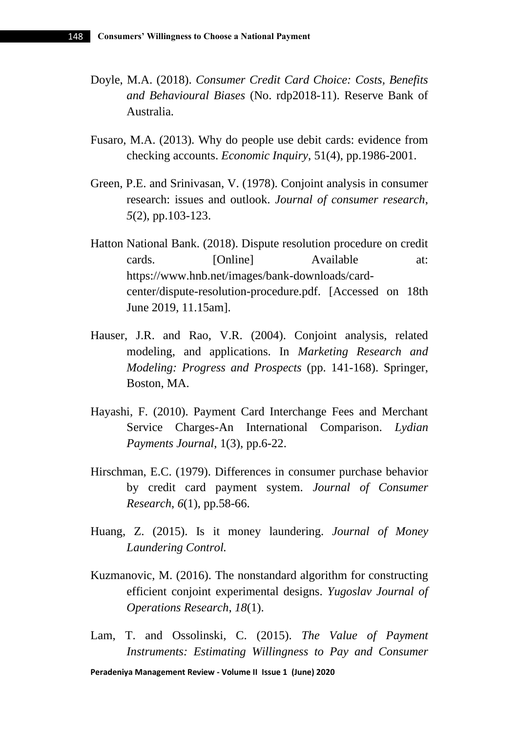Doyle, M.A. (2018). *Consumer Credit Card Choice: Costs, Benefits and Behavioural Biases* (No. rdp2018-11). Reserve Bank of Australia.

Fusaro, M.A. (2013). Why do people use debit cards: evidence from checking accounts. *Economic Inquiry*, 51(4), pp.1986-2001.

Green, P.E. and Srinivasan, V. (1978). Conjoint analysis in consumer research: issues and outlook. *Journal of consumer research*, *5*(2), pp.103-123.

Hatton National Bank. (2018). Dispute resolution procedure on credit cards. [Online] Available at: https://www.hnb.net/images/bank-downloads/card-center/dispute-resolution-procedure.pdf. [Accessed on 18th June 2019, 11.15am].

Hauser, J.R. and Rao, V.R. (2004). Conjoint analysis, related modeling, and applications. In *Marketing Research and Modeling: Progress and Prospects* (pp. 141-168). Springer, Boston, MA.

Hayashi, F. (2010). Payment Card Interchange Fees and Merchant Service Charges-An International Comparison. *Lydian Payments Journal*, 1(3), pp.6-22.

Hirschman, E.C. (1979). Differences in consumer purchase behavior by credit card payment system. *Journal of Consumer Research*, *6*(1), pp.58-66.

Huang, Z. (2015). Is it money laundering. *Journal of Money Laundering Control.*

Kuzmanovic, M. (2016). The nonstandard algorithm for constructing efficient conjoint experimental designs. *Yugoslav Journal of Operations Research*, *18*(1).

Lam, T. and Ossolinski, C. (2015). *The Value of Payment Instruments: Estimating Willingness to Pay and Consumer*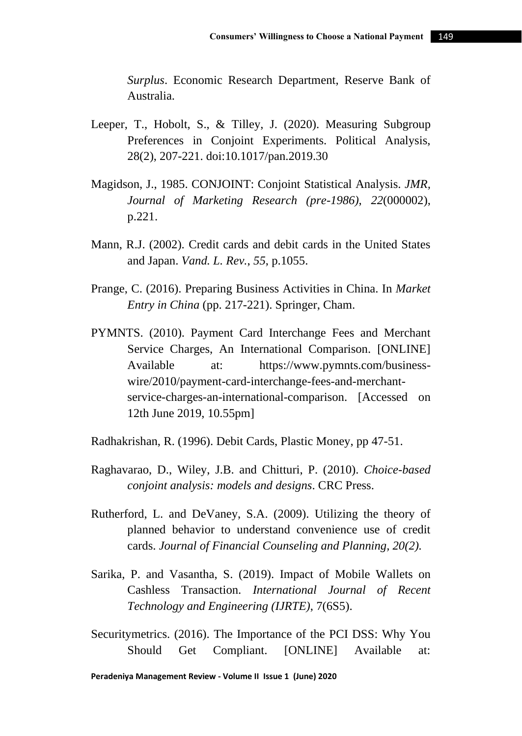*Surplus*. Economic Research Department, Reserve Bank of Australia.

Leeper, T., Hobolt, S., & Tilley, J. (2020). Measuring Subgroup Preferences in Conjoint Experiments. Political Analysis, 28(2), 207-221. doi:10.1017/pan.2019.30

Magidson, J., 1985. CONJOINT: Conjoint Statistical Analysis. *JMR, Journal of Marketing Research (pre-1986)*, *22*(000002), p.221.

Mann, R.J. (2002). Credit cards and debit cards in the United States and Japan. *Vand. L. Rev.*, *55*, p.1055.

Prange, C. (2016). Preparing Business Activities in China. In *Market Entry in China* (pp. 217-221). Springer, Cham.

PYMNTS. (2010). Payment Card Interchange Fees and Merchant Service Charges, An International Comparison. [ONLINE] Available at: https://www.pymnts.com/business-wire/2010/payment-card-interchange-fees-and-merchant-service-charges-an-international-comparison. [Accessed on 12th June 2019, 10.55pm]

Radhakrishan, R. (1996). Debit Cards, Plastic Money, pp 47-51.

Raghavarao, D., Wiley, J.B. and Chitturi, P. (2010). *Choice-based conjoint analysis: models and designs*. CRC Press.

Rutherford, L. and DeVaney, S.A. (2009). Utilizing the theory of planned behavior to understand convenience use of credit cards. *Journal of Financial Counseling and Planning, 20(2).*

Sarika, P. and Vasantha, S. (2019). Impact of Mobile Wallets on Cashless Transaction. *International Journal of Recent Technology and Engineering (IJRTE)*, 7(6S5).

Securitymetrics. (2016). The Importance of the PCI DSS: Why You Should Get Compliant. [ONLINE] Available at: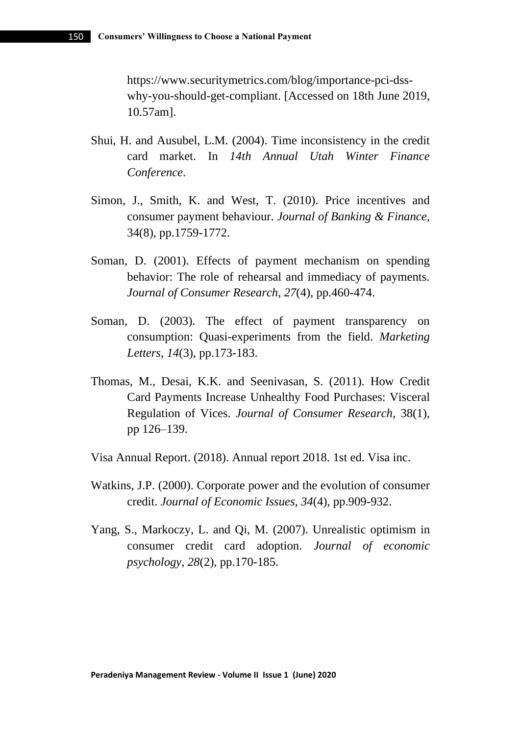https://www.securitymetrics.com/blog/importance-pci-dss-why-you-should-get-compliant. [Accessed on 18th June 2019, 10.57am].

Shui, H. and Ausubel, L.M. (2004). Time inconsistency in the credit card market. In *14th Annual Utah Winter Finance Conference*.

Simon, J., Smith, K. and West, T. (2010). Price incentives and consumer payment behaviour. *Journal of Banking & Finance*, 34(8), pp.1759-1772.

Soman, D. (2001). Effects of payment mechanism on spending behavior: The role of rehearsal and immediacy of payments. *Journal of Consumer Research*, *27*(4), pp.460-474.

Soman, D. (2003). The effect of payment transparency on consumption: Quasi-experiments from the field. *Marketing Letters*, *14*(3), pp.173-183.

Thomas, M., Desai, K.K. and Seenivasan, S. (2011). How Credit Card Payments Increase Unhealthy Food Purchases: Visceral Regulation of Vices. *Journal of Consumer Research*, 38(1), pp 126–139.

Visa Annual Report. (2018). Annual report 2018. 1st ed. Visa inc.

Watkins, J.P. (2000). Corporate power and the evolution of consumer credit. *Journal of Economic Issues*, *34*(4), pp.909-932.

Yang, S., Markoczy, L. and Qi, M. (2007). Unrealistic optimism in consumer credit card adoption. *Journal of economic psychology*, *28*(2), pp.170-185.